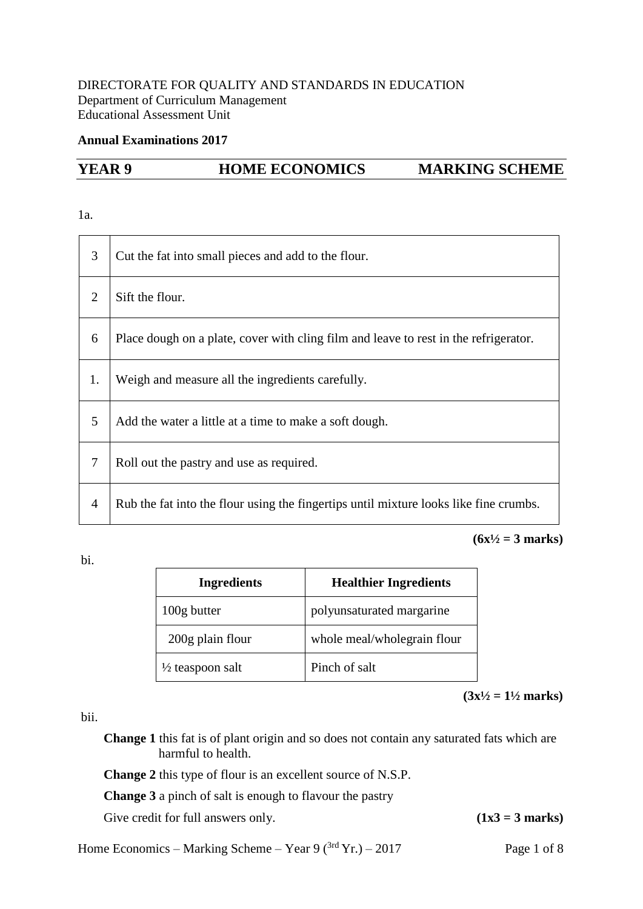DIRECTORATE FOR QUALITY AND STANDARDS IN EDUCATION
Department of Curriculum Management
Educational Assessment Unit

**Annual Examinations 2017**

**YEAR 9 HOME ECONOMICS MARKING SCHEME**

1a.

| | |
|---|---|
| 3 | Cut the fat into small pieces and add to the flour. |
| 2 | Sift the flour. |
| 6 | Place dough on a plate, cover with cling film and leave to rest in the refrigerator. |
| 1. | Weigh and measure all the ingredients carefully. |
| 5 | Add the water a little at a time to make a soft dough. |
| 7 | Roll out the pastry and use as required. |
| 4 | Rub the fat into the flour using the fingertips until mixture looks like fine crumbs. |

**(6x½ = 3 marks)**

bi.

| **Ingredients** | **Healthier Ingredients** |
|---|---|
| 100g butter | polyunsaturated margarine |
| 200g plain flour | whole meal/wholegrain flour |
| ½ teaspoon salt | Pinch of salt |

**(3x½ = 1½ marks)**

bii.

**Change 1** this fat is of plant origin and so does not contain any saturated fats which are harmful to health.

**Change 2** this type of flour is an excellent source of N.S.P.

**Change 3** a pinch of salt is enough to flavour the pastry

Give credit for full answers only. **(1x3 = 3 marks)**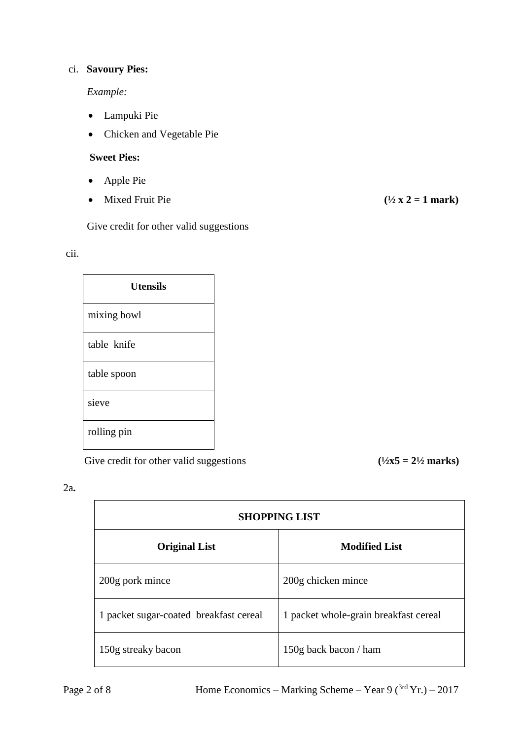ci. **Savoury Pies:**

*Example:*

- Lampuki Pie
- Chicken and Vegetable Pie

**Sweet Pies:**

- Apple Pie
- Mixed Fruit Pie **(½ x 2 = 1 mark)**

Give credit for other valid suggestions

cii.

| Utensils |
|---|
| mixing bowl |
| table knife |
| table spoon |
| sieve |
| rolling pin |

Give credit for other valid suggestions **(½x5 = 2½ marks)**

2a.

| SHOPPING LIST | |
|---|---|
| **Original List** | **Modified List** |
| 200g pork mince | 200g chicken mince |
| 1 packet sugar-coated breakfast cereal | 1 packet whole-grain breakfast cereal |
| 150g streaky bacon | 150g back bacon / ham |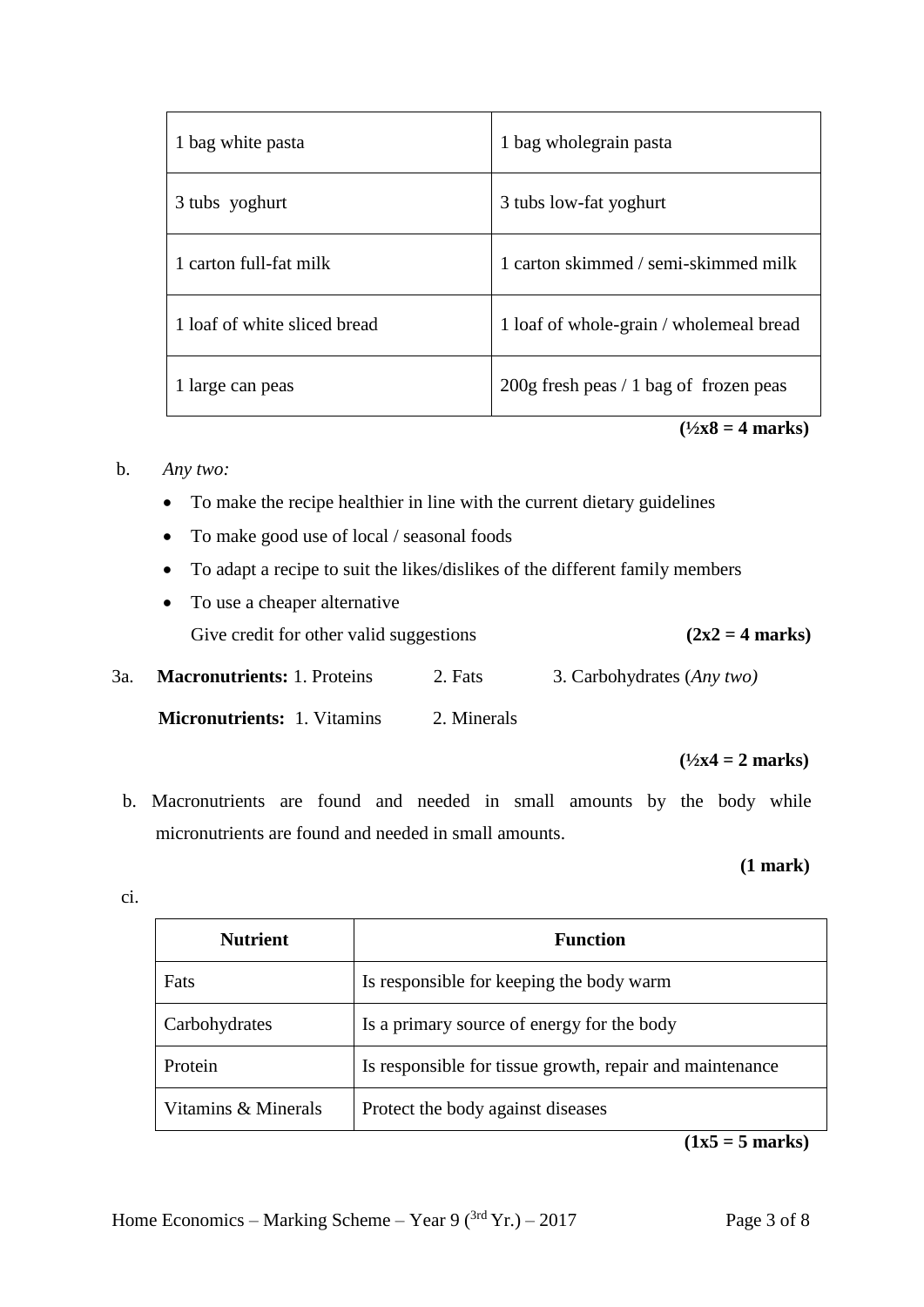| | |
|---|---|
| 1 bag white pasta | 1 bag wholegrain pasta |
| 3 tubs yoghurt | 3 tubs low-fat yoghurt |
| 1 carton full-fat milk | 1 carton skimmed / semi-skimmed milk |
| 1 loaf of white sliced bread | 1 loaf of whole-grain / wholemeal bread |
| 1 large can peas | 200g fresh peas / 1 bag of frozen peas |

**(½x8 = 4 marks)**

b. *Any two:*

- To make the recipe healthier in line with the current dietary guidelines
- To make good use of local / seasonal foods
- To adapt a recipe to suit the likes/dislikes of the different family members
- To use a cheaper alternative

  Give credit for other valid suggestions **(2x2 = 4 marks)**

3a. **Macronutrients:** 1. Proteins 2. Fats 3. Carbohydrates (*Any two)*

**Micronutrients:** 1. Vitamins 2. Minerals

**(½x4 = 2 marks)**

b. Macronutrients are found and needed in small amounts by the body while micronutrients are found and needed in small amounts.

**(1 mark)**

ci.

| **Nutrient** | **Function** |
|---|---|
| Fats | Is responsible for keeping the body warm |
| Carbohydrates | Is a primary source of energy for the body |
| Protein | Is responsible for tissue growth, repair and maintenance |
| Vitamins & Minerals | Protect the body against diseases |

**(1x5 = 5 marks)**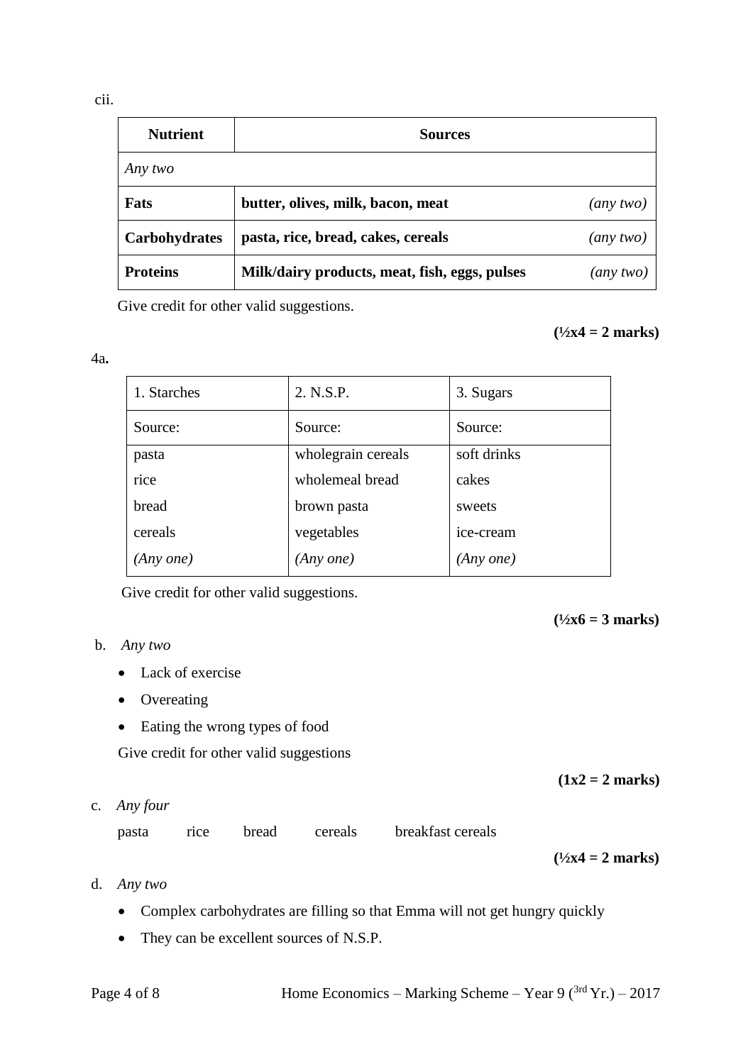cii.

| **Nutrient** | **Sources** | |
|---|---|---|
| *Any two* | | |
| **Fats** | **butter, olives, milk, bacon, meat** | *(any two)* |
| **Carbohydrates** | **pasta, rice, bread, cakes, cereals** | *(any two)* |
| **Proteins** | **Milk/dairy products, meat, fish, eggs, pulses** | *(any two)* |

Give credit for other valid suggestions.

**(½x4 = 2 marks)**

4a.

| 1. Starches | 2. N.S.P. | 3. Sugars |
|---|---|---|
| Source: | Source: | Source: |
| pasta | wholegrain cereals | soft drinks |
| rice | wholemeal bread | cakes |
| bread | brown pasta | sweets |
| cereals | vegetables | ice-cream |
| *(Any one)* | *(Any one)* | *(Any one)* |

Give credit for other valid suggestions.

**(½x6 = 3 marks)**

b. *Any two*

- Lack of exercise
- Overeating
- Eating the wrong types of food

Give credit for other valid suggestions

**(1x2 = 2 marks)**

c. *Any four*

pasta rice bread cereals breakfast cereals

**(½x4 = 2 marks)**

d. *Any two*

- Complex carbohydrates are filling so that Emma will not get hungry quickly
- They can be excellent sources of N.S.P.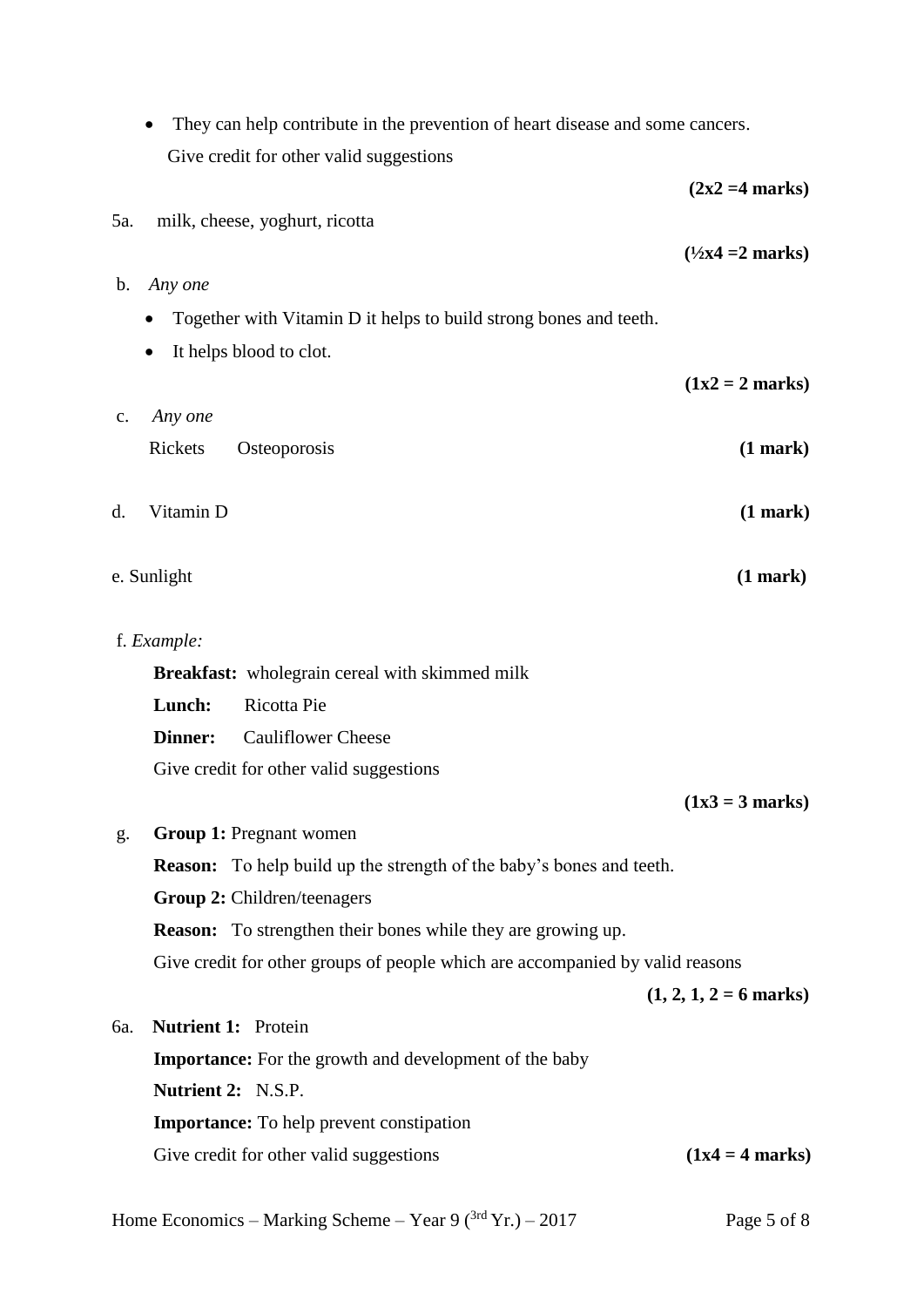- They can help contribute in the prevention of heart disease and some cancers.

Give credit for other valid suggestions

**(2x2 =4 marks)**

5a. milk, cheese, yoghurt, ricotta

**(½x4 =2 marks)**

b. *Any one*

- Together with Vitamin D it helps to build strong bones and teeth.
- It helps blood to clot.

**(1x2 = 2 marks)**

c. *Any one*

Rickets Osteoporosis **(1 mark)**

d. Vitamin D **(1 mark)**

e. Sunlight **(1 mark)**

f. *Example:*

**Breakfast:** wholegrain cereal with skimmed milk

**Lunch:** Ricotta Pie

**Dinner:** Cauliflower Cheese

Give credit for other valid suggestions

**(1x3 = 3 marks)**

g. **Group 1:** Pregnant women

**Reason:** To help build up the strength of the baby's bones and teeth.

**Group 2:** Children/teenagers

**Reason:** To strengthen their bones while they are growing up.

Give credit for other groups of people which are accompanied by valid reasons

**(1, 2, 1, 2 = 6 marks)**

6a. **Nutrient 1:** Protein

**Importance:** For the growth and development of the baby

**Nutrient 2:** N.S.P.

**Importance:** To help prevent constipation

Give credit for other valid suggestions **(1x4 = 4 marks)**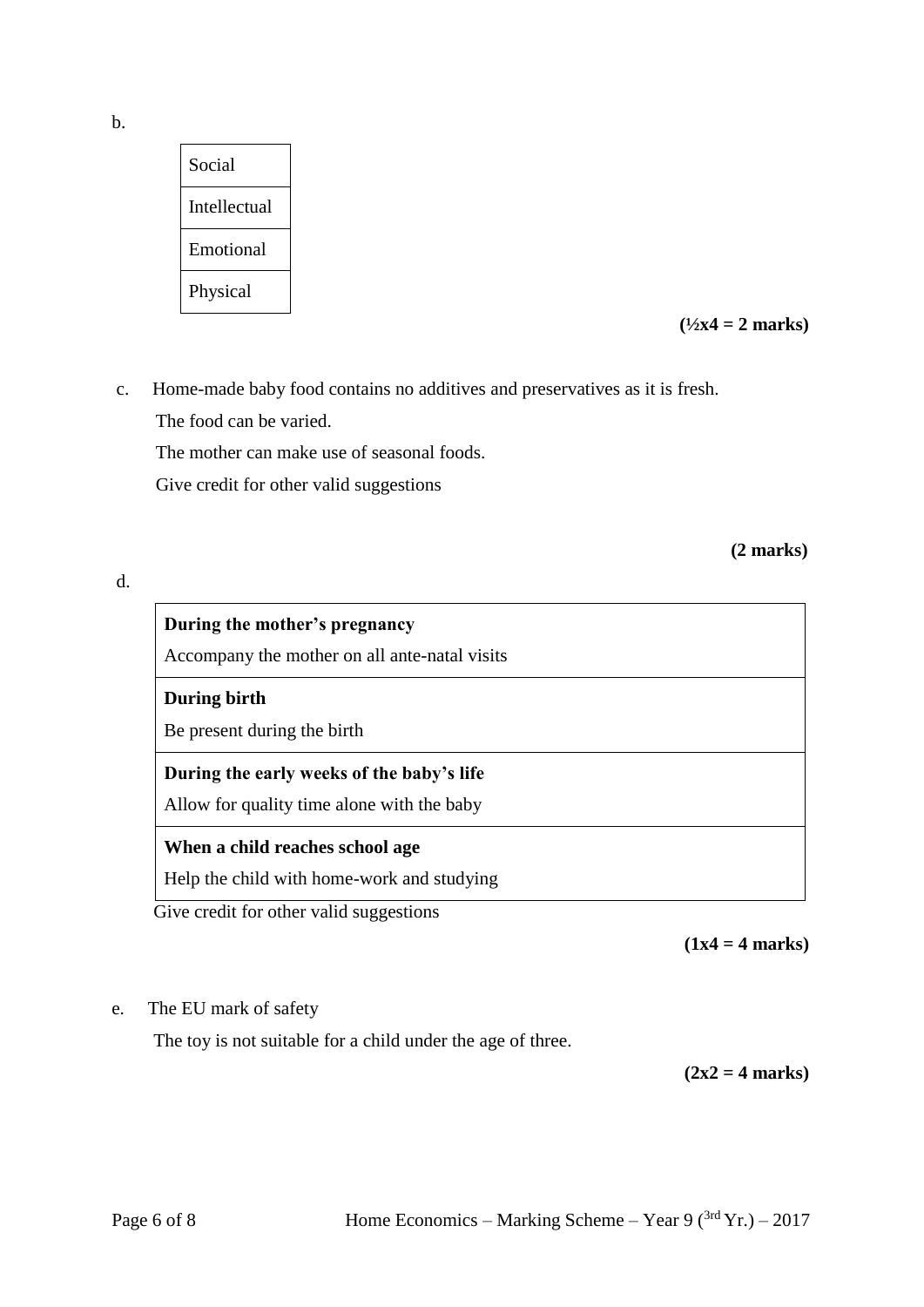b.

| |
|---|
| Social |
| Intellectual |
| Emotional |
| Physical |

**(½x4 = 2 marks)**

c. Home-made baby food contains no additives and preservatives as it is fresh.
The food can be varied.
The mother can make use of seasonal foods.
Give credit for other valid suggestions

**(2 marks)**

d.

| |
|---|
| **During the mother's pregnancy**<br>Accompany the mother on all ante-natal visits |
| **During birth**<br>Be present during the birth |
| **During the early weeks of the baby's life**<br>Allow for quality time alone with the baby |
| **When a child reaches school age**<br>Help the child with home-work and studying |

Give credit for other valid suggestions

**(1x4 = 4 marks)**

e. The EU mark of safety
The toy is not suitable for a child under the age of three.

**(2x2 = 4 marks)**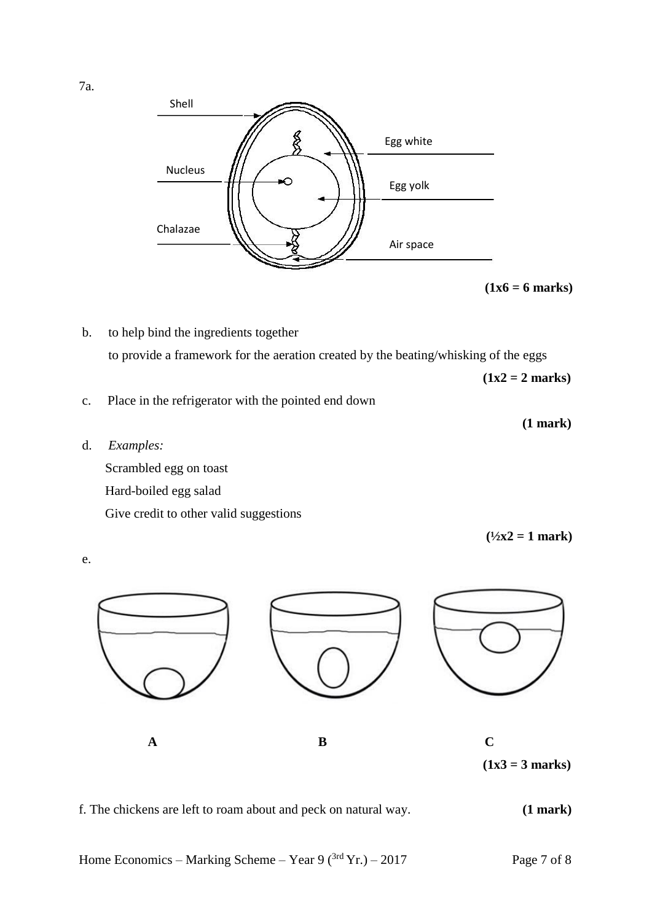7a.

Shell

Egg white

Nucleus

Egg yolk

Chalazae

Air space

**(1x6 = 6 marks)**

b. to help bind the ingredients together

to provide a framework for the aeration created by the beating/whisking of the eggs

**(1x2 = 2 marks)**

c. Place in the refrigerator with the pointed end down

**(1 mark)**

d. *Examples:*

Scrambled egg on toast

Hard-boiled egg salad

Give credit to other valid suggestions

**(½x2 = 1 mark)**

e.

**A** **B** **C**

**(1x3 = 3 marks)**

f. The chickens are left to roam about and peck on natural way. **(1 mark)**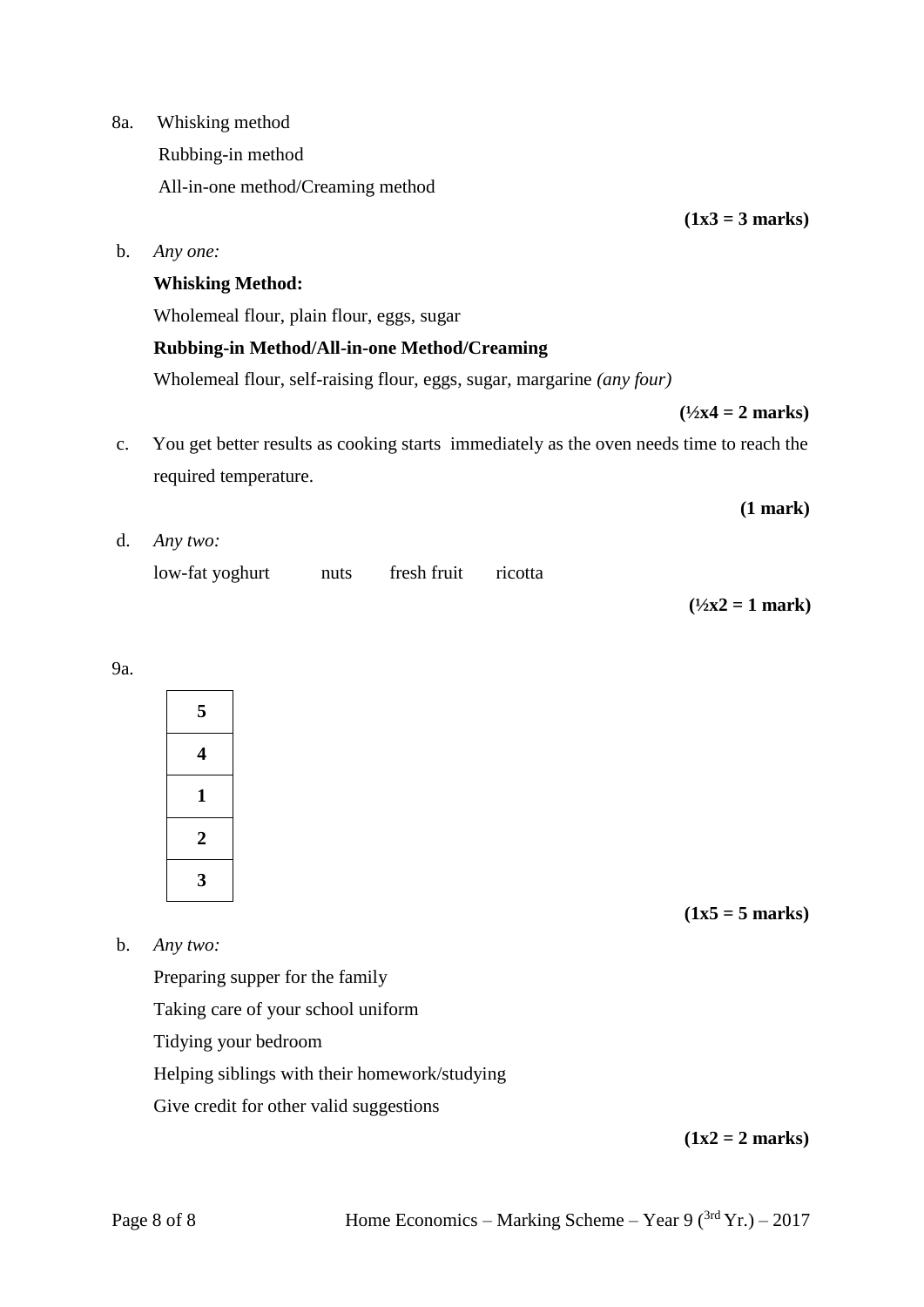8a. Whisking method

Rubbing-in method

All-in-one method/Creaming method

**(1x3 = 3 marks)**

b. *Any one:*

**Whisking Method:**

Wholemeal flour, plain flour, eggs, sugar

**Rubbing-in Method/All-in-one Method/Creaming**

Wholemeal flour, self-raising flour, eggs, sugar, margarine *(any four)*

**(½x4 = 2 marks)**

c. You get better results as cooking starts immediately as the oven needs time to reach the required temperature.

**(1 mark)**

d. *Any two:*

low-fat yoghurt nuts fresh fruit ricotta

**(½x2 = 1 mark)**

9a.

| |
|---|
| **5** |
| **4** |
| **1** |
| **2** |
| **3** |

**(1x5 = 5 marks)**

b. *Any two:*

Preparing supper for the family

Taking care of your school uniform

Tidying your bedroom

Helping siblings with their homework/studying

Give credit for other valid suggestions

**(1x2 = 2 marks)**